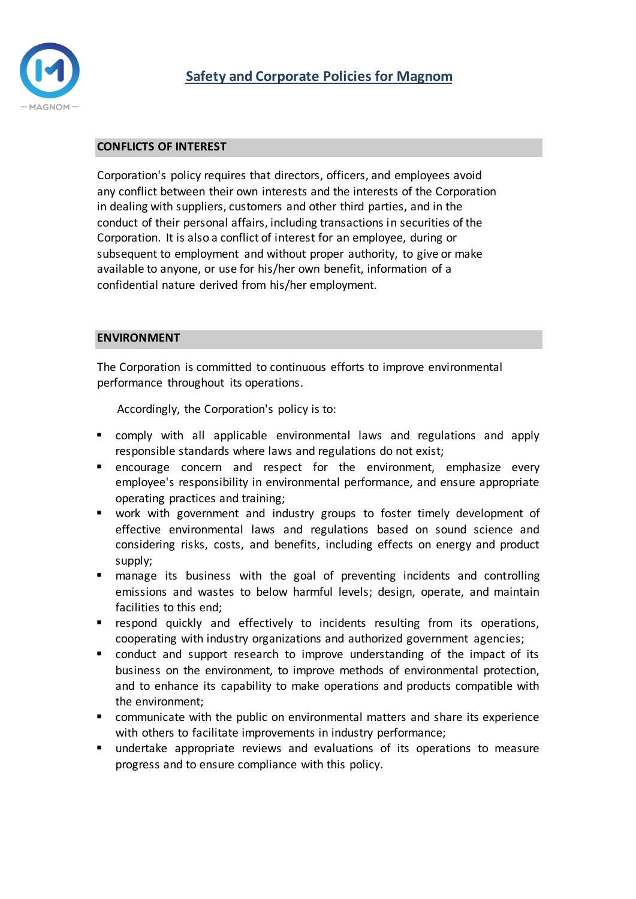# Safety and Corporate Policies for Magnom

## CONFLICTS OF INTEREST

Corporation's policy requires that directors, officers, and employees avoid any conflict between their own interests and the interests of the Corporation in dealing with suppliers, customers and other third parties, and in the conduct of their personal affairs, including transactions in securities of the Corporation. It is also a conflict of interest for an employee, during or subsequent to employment and without proper authority, to give or make available to anyone, or use for his/her own benefit, information of a confidential nature derived from his/her employment.

## ENVIRONMENT

The Corporation is committed to continuous efforts to improve environmental performance throughout its operations.

Accordingly, the Corporation's policy is to:

- comply with all applicable environmental laws and regulations and apply responsible standards where laws and regulations do not exist;
- encourage concern and respect for the environment, emphasize every employee's responsibility in environmental performance, and ensure appropriate operating practices and training;
- work with government and industry groups to foster timely development of effective environmental laws and regulations based on sound science and considering risks, costs, and benefits, including effects on energy and product supply;
- manage its business with the goal of preventing incidents and controlling emissions and wastes to below harmful levels; design, operate, and maintain facilities to this end;
- respond quickly and effectively to incidents resulting from its operations, cooperating with industry organizations and authorized government agencies;
- conduct and support research to improve understanding of the impact of its business on the environment, to improve methods of environmental protection, and to enhance its capability to make operations and products compatible with the environment;
- communicate with the public on environmental matters and share its experience with others to facilitate improvements in industry performance;
- undertake appropriate reviews and evaluations of its operations to measure progress and to ensure compliance with this policy.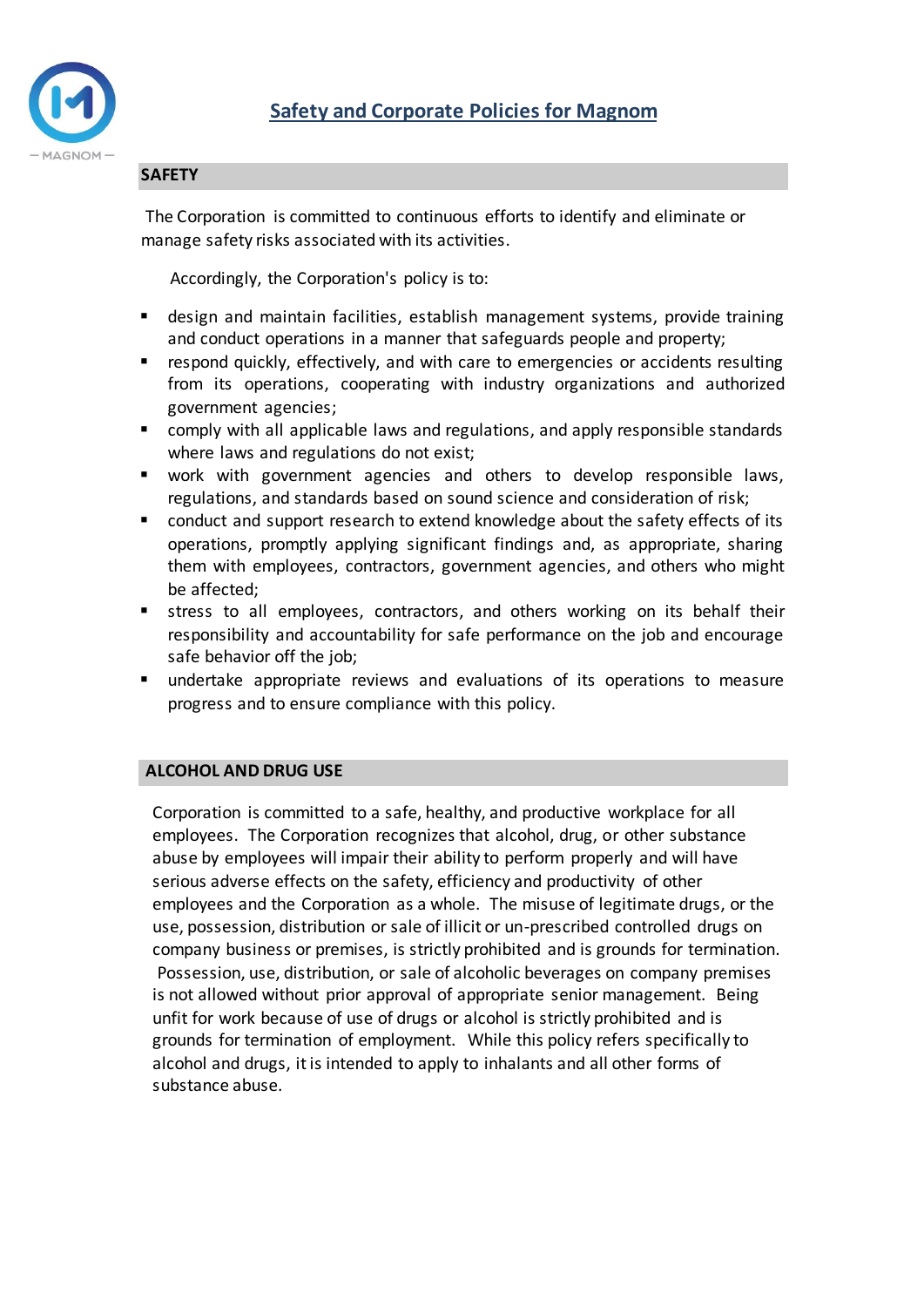# Safety and Corporate Policies for Magnom

## SAFETY

The Corporation is committed to continuous efforts to identify and eliminate or manage safety risks associated with its activities.

Accordingly, the Corporation's policy is to:

- design and maintain facilities, establish management systems, provide training and conduct operations in a manner that safeguards people and property;
- respond quickly, effectively, and with care to emergencies or accidents resulting from its operations, cooperating with industry organizations and authorized government agencies;
- comply with all applicable laws and regulations, and apply responsible standards where laws and regulations do not exist;
- work with government agencies and others to develop responsible laws, regulations, and standards based on sound science and consideration of risk;
- conduct and support research to extend knowledge about the safety effects of its operations, promptly applying significant findings and, as appropriate, sharing them with employees, contractors, government agencies, and others who might be affected;
- stress to all employees, contractors, and others working on its behalf their responsibility and accountability for safe performance on the job and encourage safe behavior off the job;
- undertake appropriate reviews and evaluations of its operations to measure progress and to ensure compliance with this policy.

## ALCOHOL AND DRUG USE

Corporation is committed to a safe, healthy, and productive workplace for all employees. The Corporation recognizes that alcohol, drug, or other substance abuse by employees will impair their ability to perform properly and will have serious adverse effects on the safety, efficiency and productivity of other employees and the Corporation as a whole. The misuse of legitimate drugs, or the use, possession, distribution or sale of illicit or un-prescribed controlled drugs on company business or premises, is strictly prohibited and is grounds for termination. Possession, use, distribution, or sale of alcoholic beverages on company premises is not allowed without prior approval of appropriate senior management. Being unfit for work because of use of drugs or alcohol is strictly prohibited and is grounds for termination of employment. While this policy refers specifically to alcohol and drugs, it is intended to apply to inhalants and all other forms of substance abuse.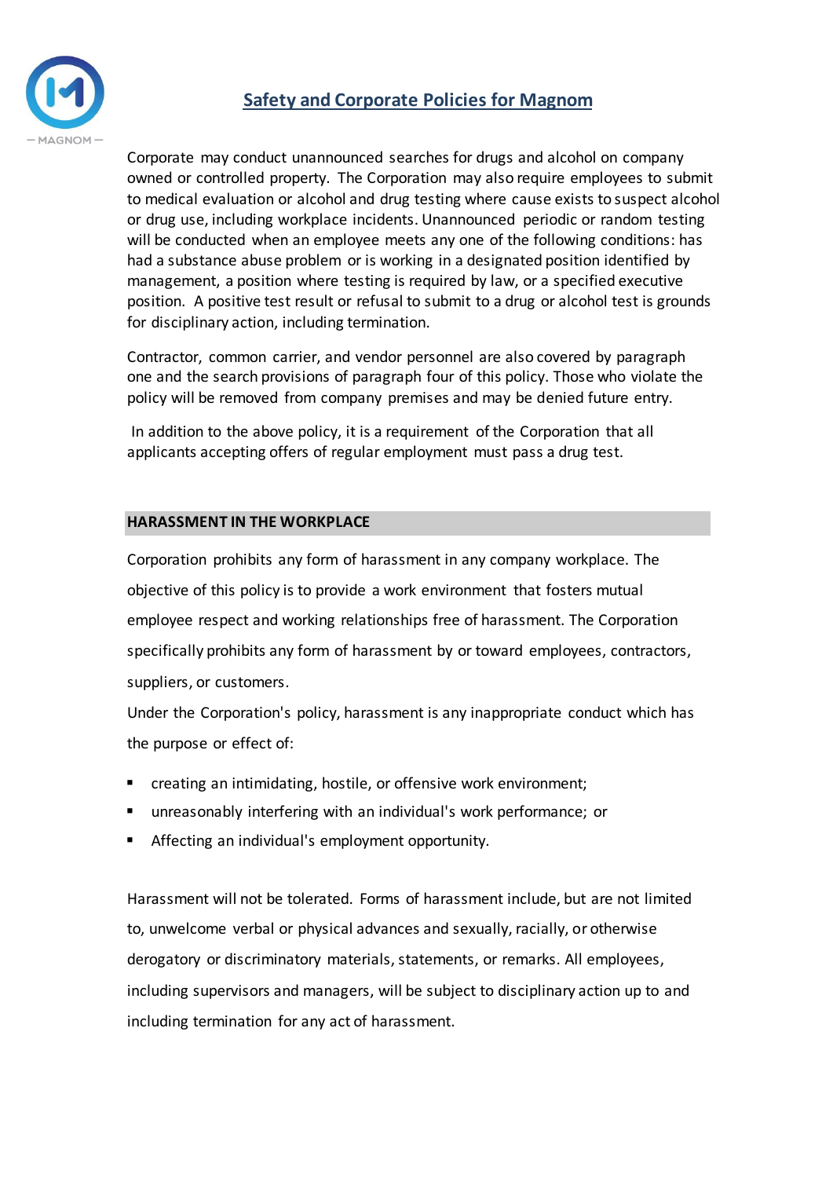## Safety and Corporate Policies for Magnom

Corporate may conduct unannounced searches for drugs and alcohol on company owned or controlled property. The Corporation may also require employees to submit to medical evaluation or alcohol and drug testing where cause exists to suspect alcohol or drug use, including workplace incidents. Unannounced periodic or random testing will be conducted when an employee meets any one of the following conditions: has had a substance abuse problem or is working in a designated position identified by management, a position where testing is required by law, or a specified executive position. A positive test result or refusal to submit to a drug or alcohol test is grounds for disciplinary action, including termination.

Contractor, common carrier, and vendor personnel are also covered by paragraph one and the search provisions of paragraph four of this policy. Those who violate the policy will be removed from company premises and may be denied future entry.

In addition to the above policy, it is a requirement of the Corporation that all applicants accepting offers of regular employment must pass a drug test.

### HARASSMENT IN THE WORKPLACE

Corporation prohibits any form of harassment in any company workplace. The objective of this policy is to provide a work environment that fosters mutual employee respect and working relationships free of harassment. The Corporation specifically prohibits any form of harassment by or toward employees, contractors, suppliers, or customers.

Under the Corporation's policy, harassment is any inappropriate conduct which has the purpose or effect of:

- creating an intimidating, hostile, or offensive work environment;
- unreasonably interfering with an individual's work performance; or
- Affecting an individual's employment opportunity.

Harassment will not be tolerated. Forms of harassment include, but are not limited to, unwelcome verbal or physical advances and sexually, racially, or otherwise derogatory or discriminatory materials, statements, or remarks. All employees, including supervisors and managers, will be subject to disciplinary action up to and including termination for any act of harassment.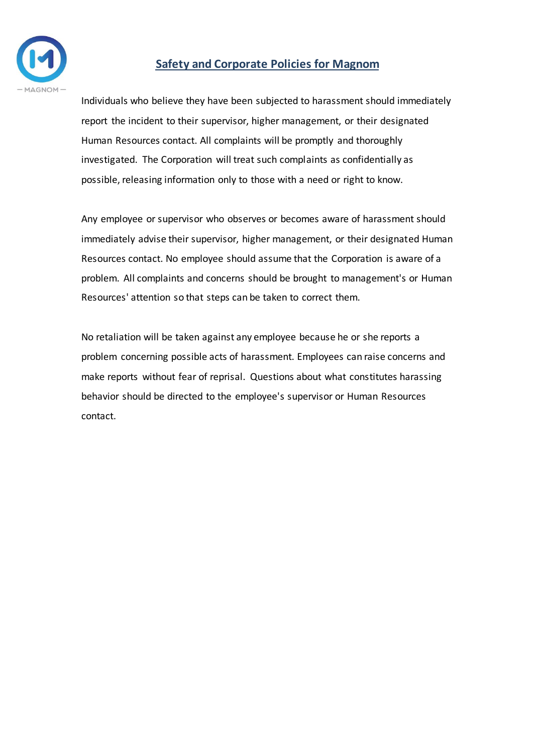# Safety and Corporate Policies for Magnom

Individuals who believe they have been subjected to harassment should immediately report the incident to their supervisor, higher management, or their designated Human Resources contact. All complaints will be promptly and thoroughly investigated. The Corporation will treat such complaints as confidentially as possible, releasing information only to those with a need or right to know.

Any employee or supervisor who observes or becomes aware of harassment should immediately advise their supervisor, higher management, or their designated Human Resources contact. No employee should assume that the Corporation is aware of a problem. All complaints and concerns should be brought to management's or Human Resources' attention so that steps can be taken to correct them.

No retaliation will be taken against any employee because he or she reports a problem concerning possible acts of harassment. Employees can raise concerns and make reports without fear of reprisal. Questions about what constitutes harassing behavior should be directed to the employee's supervisor or Human Resources contact.